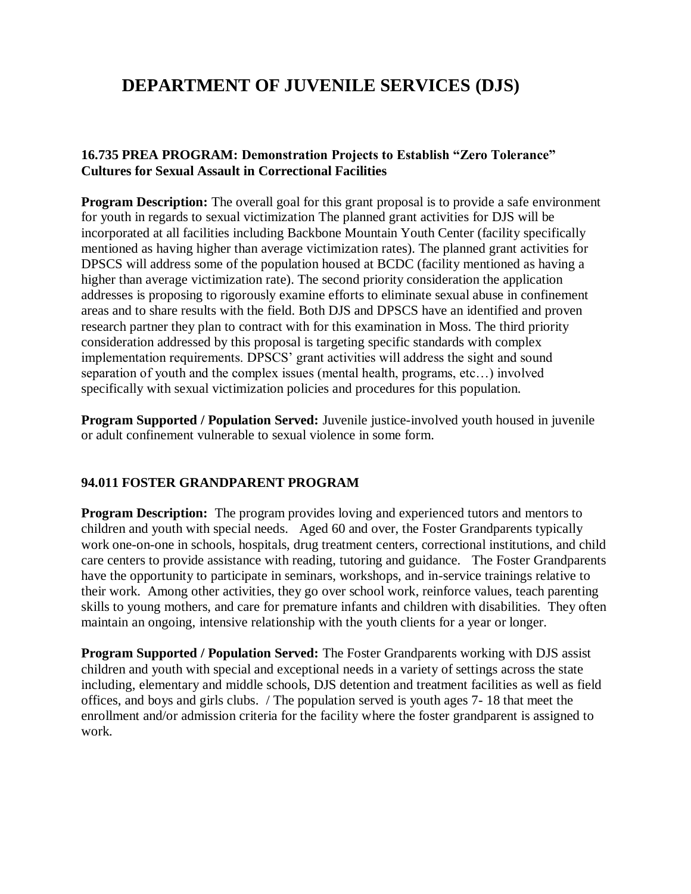# DEPARTMENT OF JUVENILE SERVICES (DJS)

## 16.735 PREA PROGRAM: Demonstration Projects to Establish "Zero Tolerance" Cultures for Sexual Assault in Correctional Facilities

**Program Description:** The overall goal for this grant proposal is to provide a safe environment for youth in regards to sexual victimization The planned grant activities for DJS will be incorporated at all facilities including Backbone Mountain Youth Center (facility specifically mentioned as having higher than average victimization rates). The planned grant activities for DPSCS will address some of the population housed at BCDC (facility mentioned as having a higher than average victimization rate). The second priority consideration the application addresses is proposing to rigorously examine efforts to eliminate sexual abuse in confinement areas and to share results with the field. Both DJS and DPSCS have an identified and proven research partner they plan to contract with for this examination in Moss. The third priority consideration addressed by this proposal is targeting specific standards with complex implementation requirements. DPSCS' grant activities will address the sight and sound separation of youth and the complex issues (mental health, programs, etc…) involved specifically with sexual victimization policies and procedures for this population.

**Program Supported / Population Served:** Juvenile justice-involved youth housed in juvenile or adult confinement vulnerable to sexual violence in some form.

## 94.011 FOSTER GRANDPARENT PROGRAM

**Program Description:** The program provides loving and experienced tutors and mentors to children and youth with special needs. Aged 60 and over, the Foster Grandparents typically work one-on-one in schools, hospitals, drug treatment centers, correctional institutions, and child care centers to provide assistance with reading, tutoring and guidance. The Foster Grandparents have the opportunity to participate in seminars, workshops, and in-service trainings relative to their work. Among other activities, they go over school work, reinforce values, teach parenting skills to young mothers, and care for premature infants and children with disabilities. They often maintain an ongoing, intensive relationship with the youth clients for a year or longer.

**Program Supported / Population Served:** The Foster Grandparents working with DJS assist children and youth with special and exceptional needs in a variety of settings across the state including, elementary and middle schools, DJS detention and treatment facilities as well as field offices, and boys and girls clubs. / The population served is youth ages 7- 18 that meet the enrollment and/or admission criteria for the facility where the foster grandparent is assigned to work.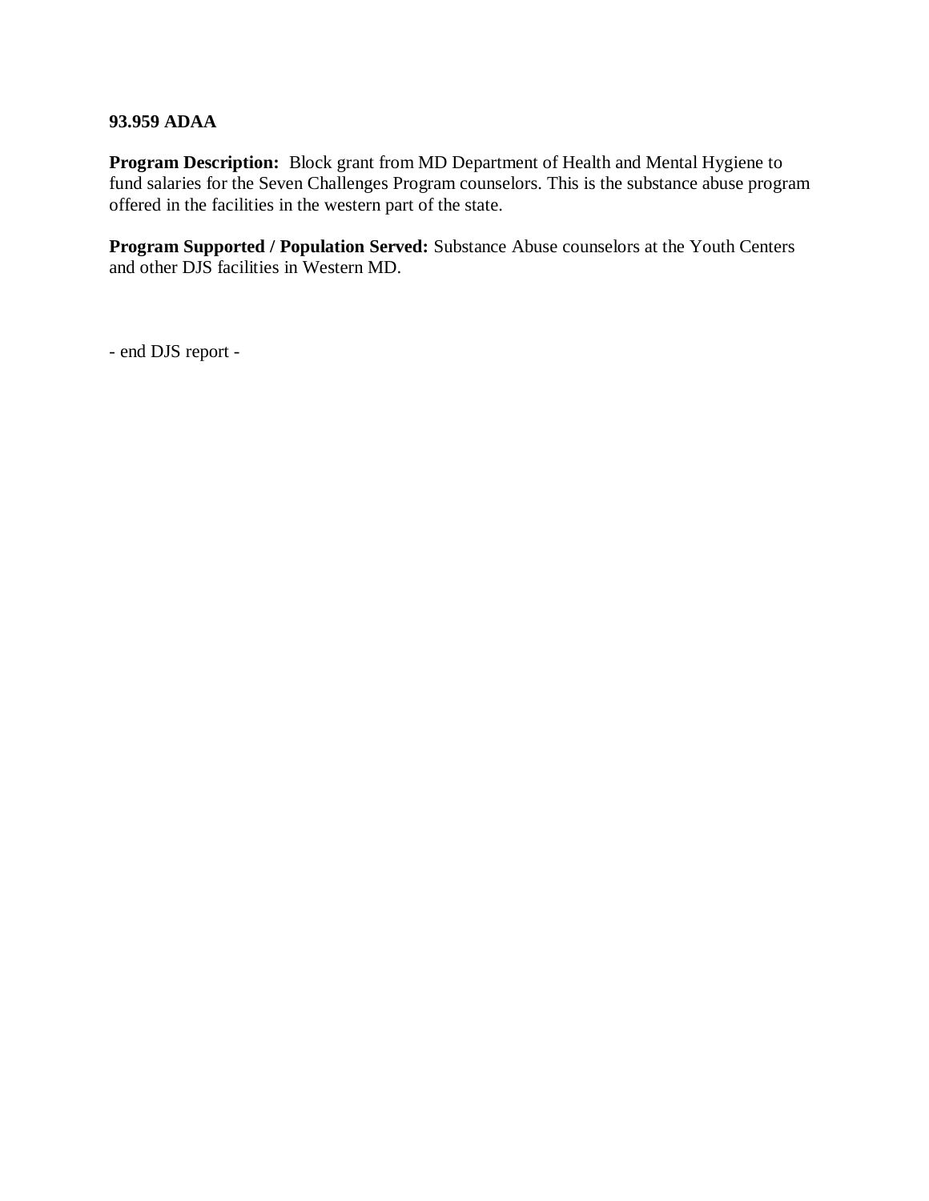**93.959 ADAA**

**Program Description:** Block grant from MD Department of Health and Mental Hygiene to fund salaries for the Seven Challenges Program counselors. This is the substance abuse program offered in the facilities in the western part of the state.

**Program Supported / Population Served:** Substance Abuse counselors at the Youth Centers and other DJS facilities in Western MD.

- end DJS report -